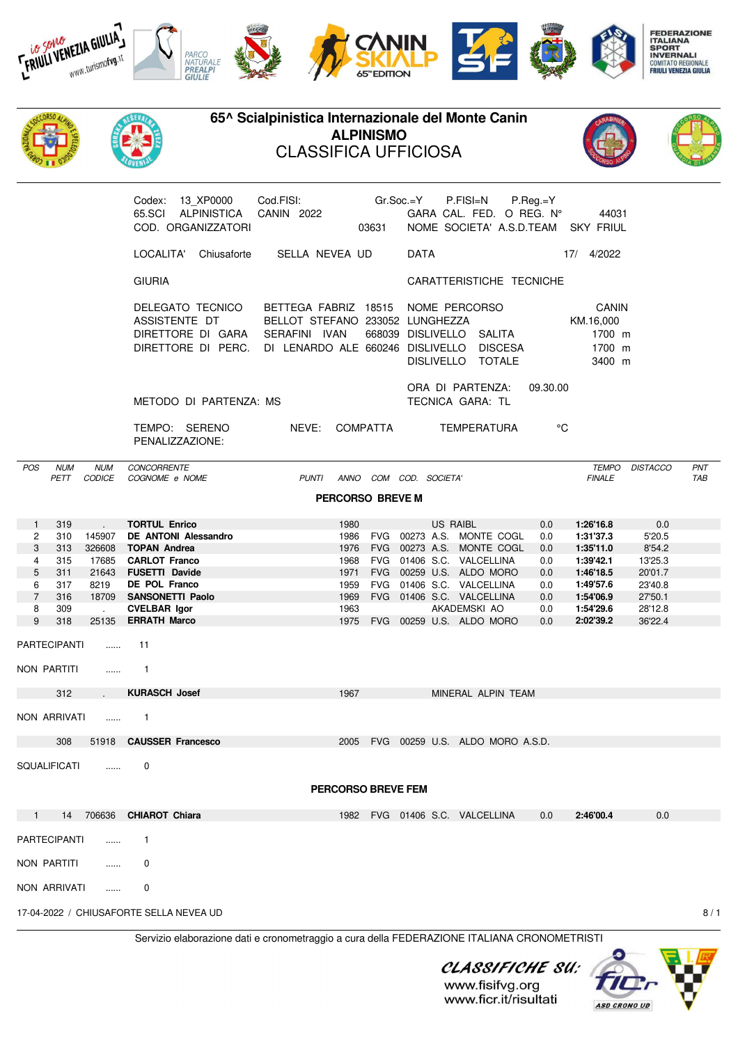# 65^ Scialpinistica Internazionale del Monte Canin
## ALPINISMO
## CLASSIFICA UFFICIOSA

Codex: 13_XP0000 Cod.FISI: Gr.Soc.=Y P.FISI=N P.Reg.=Y
65.SCI ALPINISTICA CANIN 2022 GARA CAL. FED. O REG. N° 44031
COD. ORGANIZZATORI 03631 NOME SOCIETA' A.S.D.TEAM SKY FRIUL

LOCALITA' Chiusaforte SELLA NEVEA UD DATA 17/ 4/2022

GIURIA CARATTERISTICHE TECNICHE

DELEGATO TECNICO BETTEGA FABRIZ 18515 NOME PERCORSO CANIN
ASSISTENTE DT BELLOT STEFANO 233052 LUNGHEZZA KM.16,000
DIRETTORE DI GARA SERAFINI IVAN 668039 DISLIVELLO SALITA 1700 m
DIRETTORE DI PERC. DI LENARDO ALE 660246 DISLIVELLO DISCESA 1700 m
DISLIVELLO TOTALE 3400 m

ORA DI PARTENZA: 09.30.00
METODO DI PARTENZA: MS TECNICA GARA: TL

TEMPO: SERENO NEVE: COMPATTA TEMPERATURA °C
PENALIZZAZIONE:

### PERCORSO BREVE M

| POS | NUM PETT | NUM CODICE | CONCORRENTE COGNOME e NOME | PUNTI | ANNO | COM | COD. SOCIETA' | | TEMPO FINALE | DISTACCO | PNT TAB |
|---|---|---|---|---|---|---|---|---|---|---|---|
| 1 | 319 | . | **TORTUL Enrico** | | 1980 | | US RAIBL | 0.0 | **1:26'16.8** | 0.0 | |
| 2 | 310 | 145907 | **DE ANTONI Alessandro** | | 1986 | FVG | 00273 A.S. MONTE COGL | 0.0 | **1:31'37.3** | 5'20.5 | |
| 3 | 313 | 326608 | **TOPAN Andrea** | | 1976 | FVG | 00273 A.S. MONTE COGL | 0.0 | **1:35'11.0** | 8'54.2 | |
| 4 | 315 | 17685 | **CARLOT Franco** | | 1968 | FVG | 01406 S.C. VALCELLINA | 0.0 | **1:39'42.1** | 13'25.3 | |
| 5 | 311 | 21643 | **FUSETTI Davide** | | 1971 | FVG | 00259 U.S. ALDO MORO | 0.0 | **1:46'18.5** | 20'01.7 | |
| 6 | 317 | 8219 | **DE POL Franco** | | 1959 | FVG | 01406 S.C. VALCELLINA | 0.0 | **1:49'57.6** | 23'40.8 | |
| 7 | 316 | 18709 | **SANSONETTI Paolo** | | 1969 | FVG | 01406 S.C. VALCELLINA | 0.0 | **1:54'06.9** | 27'50.1 | |
| 8 | 309 | . | **CVELBAR Igor** | | 1963 | | AKADEMSKI AO | 0.0 | **1:54'29.6** | 28'12.8 | |
| 9 | 318 | 25135 | **ERRATH Marco** | | 1975 | FVG | 00259 U.S. ALDO MORO | 0.0 | **2:02'39.2** | 36'22.4 | |

PARTECIPANTI ...... 11

NON PARTITI ...... 1

| NUM PETT | NUM CODICE | CONCORRENTE | ANNO | COM | SOCIETA' |
|---|---|---|---|---|---|
| 312 | . | **KURASCH Josef** | 1967 | | MINERAL ALPIN TEAM |

NON ARRIVATI ...... 1

| NUM PETT | NUM CODICE | CONCORRENTE | ANNO | COM | SOCIETA' |
|---|---|---|---|---|---|
| 308 | 51918 | **CAUSSER Francesco** | 2005 | FVG | 00259 U.S. ALDO MORO A.S.D. |

SQUALIFICATI ...... 0

### PERCORSO BREVE FEM

| POS | NUM PETT | NUM CODICE | CONCORRENTE COGNOME e NOME | PUNTI | ANNO | COM | COD. SOCIETA' | | TEMPO FINALE | DISTACCO | PNT TAB |
|---|---|---|---|---|---|---|---|---|---|---|---|
| 1 | 14 | 706636 | **CHIAROT Chiara** | | 1982 | FVG | 01406 S.C. VALCELLINA | 0.0 | **2:46'00.4** | 0.0 | |

PARTECIPANTI ...... 1

NON PARTITI ...... 0

NON ARRIVATI ...... 0

17-04-2022 / CHIUSAFORTE SELLA NEVEA UD

Servizio elaborazione dati e cronometraggio a cura della FEDERAZIONE ITALIANA CRONOMETRISTI

CLASSIFICHE SU:
www.fisifvg.org
www.ficr.it/risultati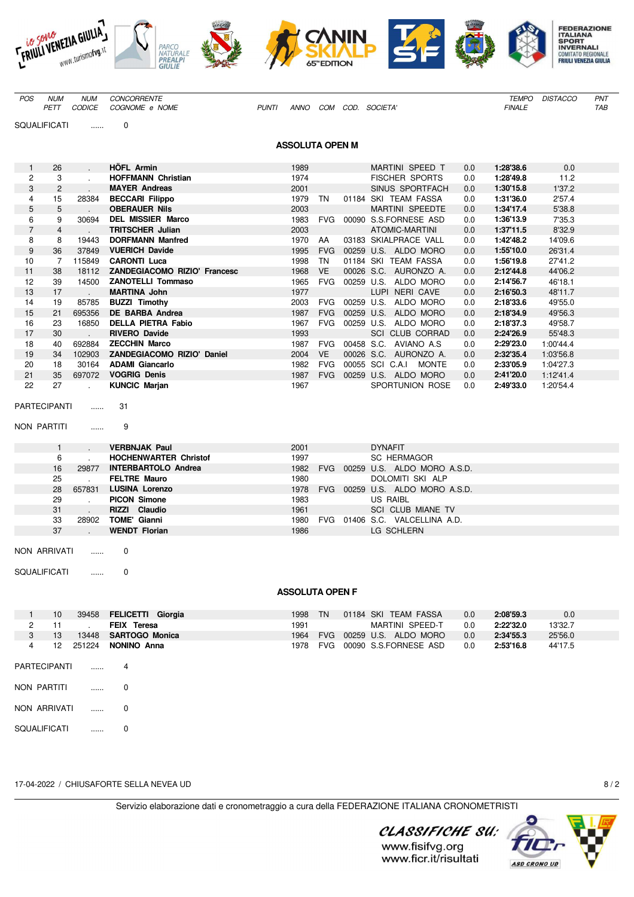| POS | NUM PETT | NUM CODICE | CONCORRENTE COGNOME e NOME | PUNTI | ANNO | COM | COD. | SOCIETA' | | TEMPO FINALE | DISTACCO | PNT TAB |
|---|---|---|---|---|---|---|---|---|---|---|---|---|

SQUALIFICATI ...... 0

## ASSOLUTA OPEN M

| POS | NUM PETT | NUM CODICE | CONCORRENTE COGNOME e NOME | ANNO | COM | COD. | SOCIETA' | PUNTI | TEMPO FINALE | DISTACCO |
|---|---|---|---|---|---|---|---|---|---|---|
| 1 | 26 | . | **HÖFL Armin** | 1989 | | | MARTINI SPEED T | 0.0 | **1:28'38.6** | 0.0 |
| 2 | 3 | . | **HOFFMANN Christian** | 1974 | | | FISCHER SPORTS | 0.0 | **1:28'49.8** | 11.2 |
| 3 | 2 | . | **MAYER Andreas** | 2001 | | | SINUS SPORTFACH | 0.0 | **1:30'15.8** | 1'37.2 |
| 4 | 15 | 28384 | **BECCARI Filippo** | 1979 | TN | 01184 | SKI TEAM FASSA | 0.0 | **1:31'36.0** | 2'57.4 |
| 5 | 5 | . | **OBERAUER Nils** | 2003 | | | MARTINI SPEEDTE | 0.0 | **1:34'17.4** | 5'38.8 |
| 6 | 9 | 30694 | **DEL MISSIER Marco** | 1983 | FVG | 00090 | S.S.FORNESE ASD | 0.0 | **1:36'13.9** | 7'35.3 |
| 7 | 4 | . | **TRITSCHER Julian** | 2003 | | | ATOMIC-MARTINI | 0.0 | **1:37'11.5** | 8'32.9 |
| 8 | 8 | 19443 | **DORFMANN Manfred** | 1970 | AA | 03183 | SKIALPRACE VALL | 0.0 | **1:42'48.2** | 14'09.6 |
| 9 | 36 | 37849 | **VUERICH Davide** | 1995 | FVG | 00259 | U.S. ALDO MORO | 0.0 | **1:55'10.0** | 26'31.4 |
| 10 | 7 | 115849 | **CARONTI Luca** | 1998 | TN | 01184 | SKI TEAM FASSA | 0.0 | **1:56'19.8** | 27'41.2 |
| 11 | 38 | 18112 | **ZANDEGIACOMO RIZIO' Francesc** | 1968 | VE | 00026 | S.C. AURONZO A. | 0.0 | **2:12'44.8** | 44'06.2 |
| 12 | 39 | 14500 | **ZANOTELLI Tommaso** | 1965 | FVG | 00259 | U.S. ALDO MORO | 0.0 | **2:14'56.7** | 46'18.1 |
| 13 | 17 | . | **MARTINA John** | 1977 | | | LUPI NERI CAVE | 0.0 | **2:16'50.3** | 48'11.7 |
| 14 | 19 | 85785 | **BUZZI Timothy** | 2003 | FVG | 00259 | U.S. ALDO MORO | 0.0 | **2:18'33.6** | 49'55.0 |
| 15 | 21 | 695356 | **DE BARBA Andrea** | 1987 | FVG | 00259 | U.S. ALDO MORO | 0.0 | **2:18'34.9** | 49'56.3 |
| 16 | 23 | 16850 | **DELLA PIETRA Fabio** | 1967 | FVG | 00259 | U.S. ALDO MORO | 0.0 | **2:18'37.3** | 49'58.7 |
| 17 | 30 | . | **RIVERO Davide** | 1993 | | | SCI CLUB CORRAD | 0.0 | **2:24'26.9** | 55'48.3 |
| 18 | 40 | 692884 | **ZECCHIN Marco** | 1987 | FVG | 00458 | S.C. AVIANO A.S | 0.0 | **2:29'23.0** | 1:00'44.4 |
| 19 | 34 | 102903 | **ZANDEGIACOMO RIZIO' Daniel** | 2004 | VE | 00026 | S.C. AURONZO A. | 0.0 | **2:32'35.4** | 1:03'56.8 |
| 20 | 18 | 30164 | **ADAMI Giancarlo** | 1982 | FVG | 00055 | SCI C.A.I MONTE | 0.0 | **2:33'05.9** | 1:04'27.3 |
| 21 | 35 | 697072 | **VOGRIG Denis** | 1987 | FVG | 00259 | U.S. ALDO MORO | 0.0 | **2:41'20.0** | 1:12'41.4 |
| 22 | 27 | . | **KUNCIC Marjan** | 1967 | | | SPORTUNION ROSE | 0.0 | **2:49'33.0** | 1:20'54.4 |

PARTECIPANTI ...... 31

NON PARTITI ...... 9

| NUM PETT | NUM CODICE | CONCORRENTE COGNOME e NOME | ANNO | COM | COD. | SOCIETA' |
|---|---|---|---|---|---|---|
| 1 | . | **VERBNJAK Paul** | 2001 | | | DYNAFIT |
| 6 | . | **HOCHENWARTER Christof** | 1997 | | | SC HERMAGOR |
| 16 | 29877 | **INTERBARTOLO Andrea** | 1982 | FVG | 00259 | U.S. ALDO MORO A.S.D. |
| 25 | . | **FELTRE Mauro** | 1980 | | | DOLOMITI SKI ALP |
| 28 | 657831 | **LUSINA Lorenzo** | 1978 | FVG | 00259 | U.S. ALDO MORO A.S.D. |
| 29 | . | **PICON Simone** | 1983 | | | US RAIBL |
| 31 | . | **RIZZI Claudio** | 1961 | | | SCI CLUB MIANE TV |
| 33 | 28902 | **TOME' Gianni** | 1980 | FVG | 01406 | S.C. VALCELLINA A.D. |
| 37 | . | **WENDT Florian** | 1986 | | | LG SCHLERN |

NON ARRIVATI ...... 0

SQUALIFICATI ...... 0

## ASSOLUTA OPEN F

| POS | NUM PETT | NUM CODICE | CONCORRENTE COGNOME e NOME | ANNO | COM | COD. | SOCIETA' | PUNTI | TEMPO FINALE | DISTACCO |
|---|---|---|---|---|---|---|---|---|---|---|
| 1 | 10 | 39458 | **FELICETTI Giorgia** | 1998 | TN | 01184 | SKI TEAM FASSA | 0.0 | **2:08'59.3** | 0.0 |
| 2 | 11 | . | **FEIX Teresa** | 1991 | | | MARTINI SPEED-T | 0.0 | **2:22'32.0** | 13'32.7 |
| 3 | 13 | 13448 | **SARTOGO Monica** | 1964 | FVG | 00259 | U.S. ALDO MORO | 0.0 | **2:34'55.3** | 25'56.0 |
| 4 | 12 | 251224 | **NONINO Anna** | 1978 | FVG | 00090 | S.S.FORNESE ASD | 0.0 | **2:53'16.8** | 44'17.5 |

PARTECIPANTI ...... 4

NON PARTITI ...... 0

NON ARRIVATI ...... 0

SQUALIFICATI ...... 0

17-04-2022 / CHIUSAFORTE SELLA NEVEA UD

Servizio elaborazione dati e cronometraggio a cura della FEDERAZIONE ITALIANA CRONOMETRISTI

CLASSIFICHE SU:
www.fisifvg.org
www.ficr.it/risultati